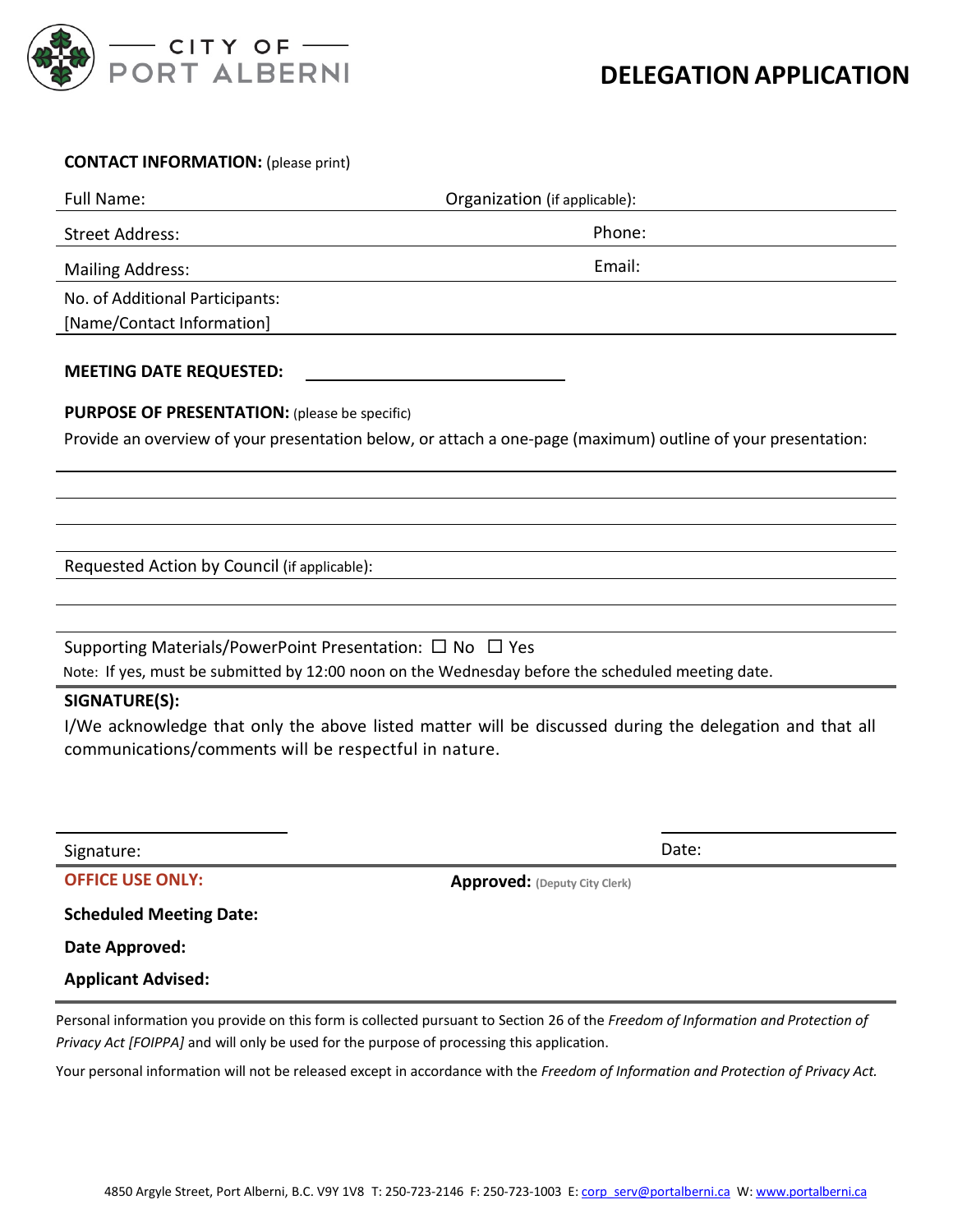CITY OF PORT ALBERNI

# DELEGATION APPLICATION

**CONTACT INFORMATION:** (please print)

Full Name: Organization (if applicable):

Street Address: Phone:

Mailing Address: Email:

No. of Additional Participants:
[Name/Contact Information]

**MEETING DATE REQUESTED:** ______________________

**PURPOSE OF PRESENTATION:** (please be specific)

Provide an overview of your presentation below, or attach a one-page (maximum) outline of your presentation:

Requested Action by Council (if applicable):

Supporting Materials/PowerPoint Presentation: ☐ No ☐ Yes

Note: If yes, must be submitted by 12:00 noon on the Wednesday before the scheduled meeting date.

**SIGNATURE(S):**

I/We acknowledge that only the above listed matter will be discussed during the delegation and that all communications/comments will be respectful in nature.

Signature: Date:

**OFFICE USE ONLY:** **Approved:** **(Deputy City Clerk)**

**Scheduled Meeting Date:**

**Date Approved:**

**Applicant Advised:**

Personal information you provide on this form is collected pursuant to Section 26 of the *Freedom of Information and Protection of Privacy Act [FOIPPA]* and will only be used for the purpose of processing this application.

Your personal information will not be released except in accordance with the *Freedom of Information and Protection of Privacy Act.*

4850 Argyle Street, Port Alberni, B.C. V9Y 1V8 T: 250-723-2146 F: 250-723-1003 E: corp_serv@portalberni.ca W: www.portalberni.ca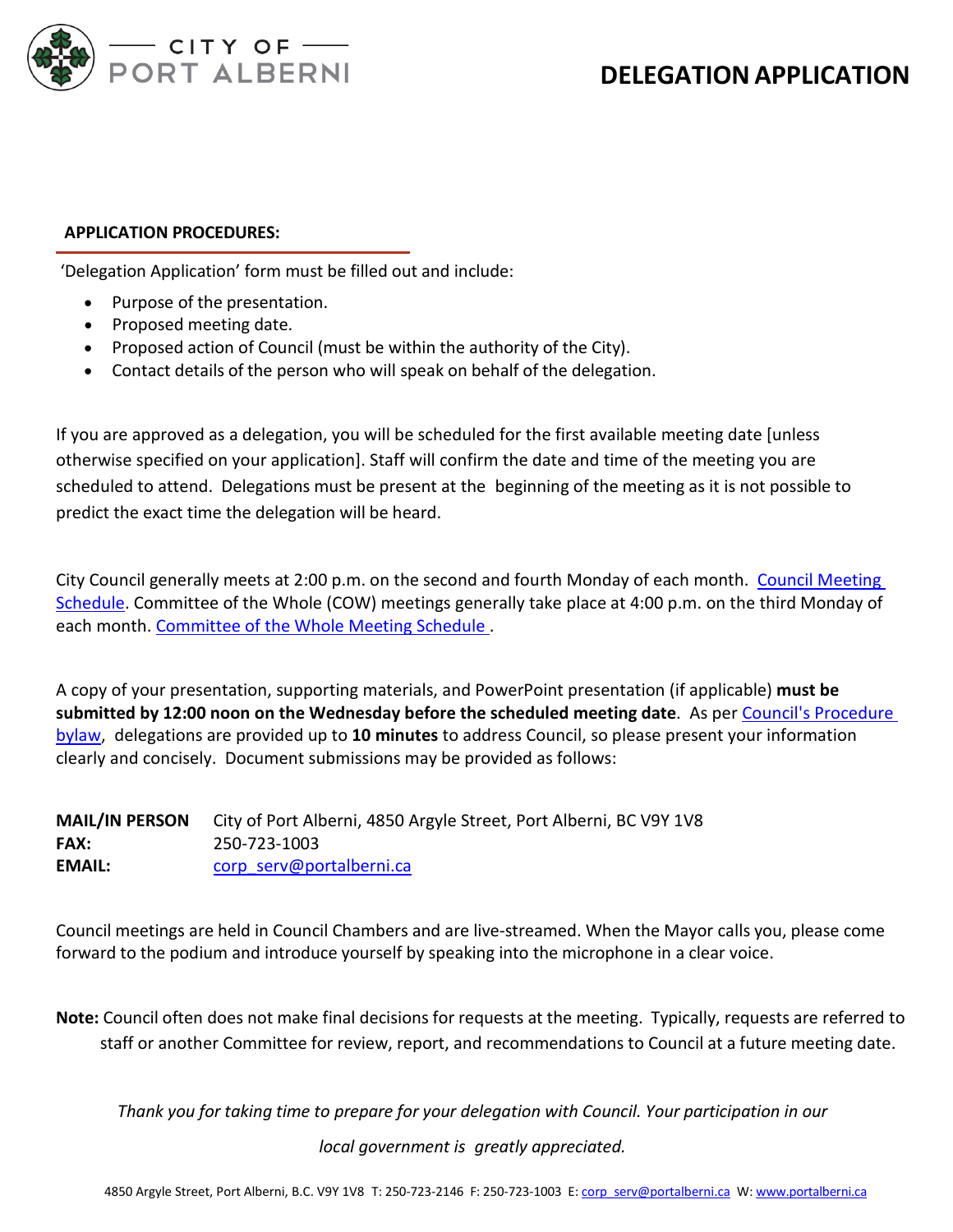CITY OF PORT ALBERNI

# DELEGATION APPLICATION

**APPLICATION PROCEDURES:**

'Delegation Application' form must be filled out and include:

- Purpose of the presentation.
- Proposed meeting date.
- Proposed action of Council (must be within the authority of the City).
- Contact details of the person who will speak on behalf of the delegation.

If you are approved as a delegation, you will be scheduled for the first available meeting date [unless otherwise specified on your application]. Staff will confirm the date and time of the meeting you are scheduled to attend. Delegations must be present at the beginning of the meeting as it is not possible to predict the exact time the delegation will be heard.

City Council generally meets at 2:00 p.m. on the second and fourth Monday of each month. Council Meeting Schedule. Committee of the Whole (COW) meetings generally take place at 4:00 p.m. on the third Monday of each month. Committee of the Whole Meeting Schedule .

A copy of your presentation, supporting materials, and PowerPoint presentation (if applicable) **must be submitted by 12:00 noon on the Wednesday before the scheduled meeting date**. As per Council's Procedure bylaw, delegations are provided up to **10 minutes** to address Council, so please present your information clearly and concisely. Document submissions may be provided as follows:

| | |
|---|---|
| **MAIL/IN PERSON** | City of Port Alberni, 4850 Argyle Street, Port Alberni, BC V9Y 1V8 |
| **FAX:** | 250-723-1003 |
| **EMAIL:** | corp_serv@portalberni.ca |

Council meetings are held in Council Chambers and are live-streamed. When the Mayor calls you, please come forward to the podium and introduce yourself by speaking into the microphone in a clear voice.

**Note:** Council often does not make final decisions for requests at the meeting. Typically, requests are referred to staff or another Committee for review, report, and recommendations to Council at a future meeting date.

*Thank you for taking time to prepare for your delegation with Council. Your participation in our local government is greatly appreciated.*

4850 Argyle Street, Port Alberni, B.C. V9Y 1V8 T: 250-723-2146 F: 250-723-1003 E: corp_serv@portalberni.ca W: www.portalberni.ca